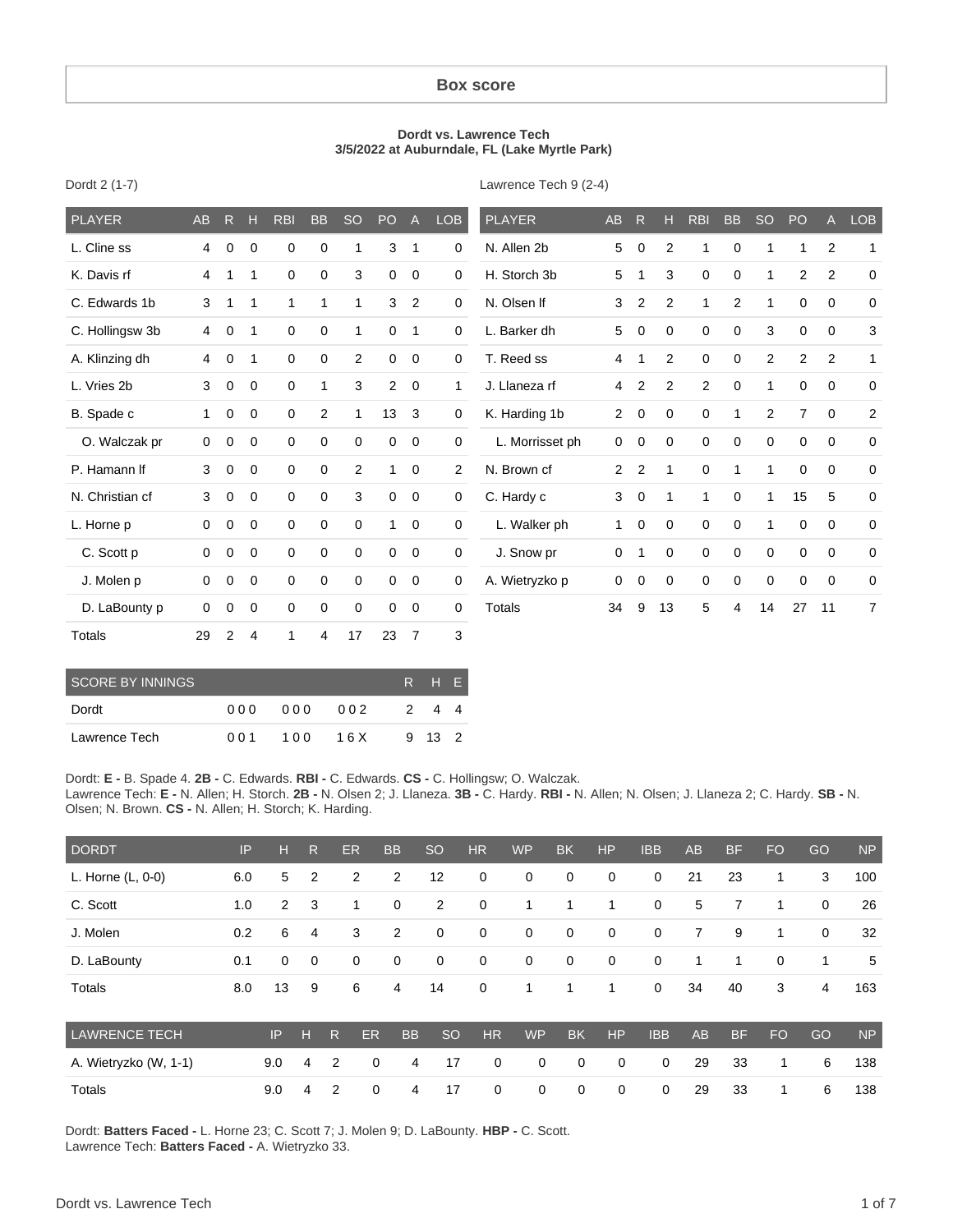## Box score

**Dordt vs. Lawrence Tech**
**3/5/2022 at Auburndale, FL (Lake Myrtle Park)**

Dordt 2 (1-7)

| PLAYER | AB | R | H | RBI | BB | SO | PO | A | LOB |
|---|---|---|---|---|---|---|---|---|---|
| L. Cline ss | 4 | 0 | 0 | 0 | 0 | 1 | 3 | 1 | 0 |
| K. Davis rf | 4 | 1 | 1 | 0 | 0 | 3 | 0 | 0 | 0 |
| C. Edwards 1b | 3 | 1 | 1 | 1 | 1 | 1 | 3 | 2 | 0 |
| C. Hollingsw 3b | 4 | 0 | 1 | 0 | 0 | 1 | 0 | 1 | 0 |
| A. Klinzing dh | 4 | 0 | 1 | 0 | 0 | 2 | 0 | 0 | 0 |
| L. Vries 2b | 3 | 0 | 0 | 0 | 1 | 3 | 2 | 0 | 1 |
| B. Spade c | 1 | 0 | 0 | 0 | 2 | 1 | 13 | 3 | 0 |
| O. Walczak pr | 0 | 0 | 0 | 0 | 0 | 0 | 0 | 0 | 0 |
| P. Hamann lf | 3 | 0 | 0 | 0 | 0 | 2 | 1 | 0 | 2 |
| N. Christian cf | 3 | 0 | 0 | 0 | 0 | 3 | 0 | 0 | 0 |
| L. Horne p | 0 | 0 | 0 | 0 | 0 | 0 | 1 | 0 | 0 |
| C. Scott p | 0 | 0 | 0 | 0 | 0 | 0 | 0 | 0 | 0 |
| J. Molen p | 0 | 0 | 0 | 0 | 0 | 0 | 0 | 0 | 0 |
| D. LaBounty p | 0 | 0 | 0 | 0 | 0 | 0 | 0 | 0 | 0 |
| Totals | 29 | 2 | 4 | 1 | 4 | 17 | 23 | 7 | 3 |

Lawrence Tech 9 (2-4)

| PLAYER | AB | R | H | RBI | BB | SO | PO | A | LOB |
|---|---|---|---|---|---|---|---|---|---|
| N. Allen 2b | 5 | 0 | 2 | 1 | 0 | 1 | 1 | 2 | 1 |
| H. Storch 3b | 5 | 1 | 3 | 0 | 0 | 1 | 2 | 2 | 0 |
| N. Olsen lf | 3 | 2 | 2 | 1 | 2 | 1 | 0 | 0 | 0 |
| L. Barker dh | 5 | 0 | 0 | 0 | 0 | 3 | 0 | 0 | 3 |
| T. Reed ss | 4 | 1 | 2 | 0 | 0 | 2 | 2 | 2 | 1 |
| J. Llaneza rf | 4 | 2 | 2 | 2 | 0 | 1 | 0 | 0 | 0 |
| K. Harding 1b | 2 | 0 | 0 | 0 | 1 | 2 | 7 | 0 | 2 |
| L. Morrisset ph | 0 | 0 | 0 | 0 | 0 | 0 | 0 | 0 | 0 |
| N. Brown cf | 2 | 2 | 1 | 0 | 1 | 1 | 0 | 0 | 0 |
| C. Hardy c | 3 | 0 | 1 | 1 | 0 | 1 | 15 | 5 | 0 |
| L. Walker ph | 1 | 0 | 0 | 0 | 0 | 1 | 0 | 0 | 0 |
| J. Snow pr | 0 | 1 | 0 | 0 | 0 | 0 | 0 | 0 | 0 |
| A. Wietryzko p | 0 | 0 | 0 | 0 | 0 | 0 | 0 | 0 | 0 |
| Totals | 34 | 9 | 13 | 5 | 4 | 14 | 27 | 11 | 7 |

| SCORE BY INNINGS | | | | R | H | E |
|---|---|---|---|---|---|---|
| Dordt | 000 | 000 | 002 | 2 | 4 | 4 |
| Lawrence Tech | 001 | 100 | 16X | 9 | 13 | 2 |

Dordt: **E -** B. Spade 4. **2B -** C. Edwards. **RBI -** C. Edwards. **CS -** C. Hollingsw; O. Walczak.
Lawrence Tech: **E -** N. Allen; H. Storch. **2B -** N. Olsen 2; J. Llaneza. **3B -** C. Hardy. **RBI -** N. Allen; N. Olsen; J. Llaneza 2; C. Hardy. **SB -** N. Olsen; N. Brown. **CS -** N. Allen; H. Storch; K. Harding.

| DORDT | IP | H | R | ER | BB | SO | HR | WP | BK | HP | IBB | AB | BF | FO | GO | NP |
|---|---|---|---|---|---|---|---|---|---|---|---|---|---|---|---|---|
| L. Horne (L, 0-0) | 6.0 | 5 | 2 | 2 | 2 | 12 | 0 | 0 | 0 | 0 | 0 | 21 | 23 | 1 | 3 | 100 |
| C. Scott | 1.0 | 2 | 3 | 1 | 0 | 2 | 0 | 1 | 1 | 1 | 0 | 5 | 7 | 1 | 0 | 26 |
| J. Molen | 0.2 | 6 | 4 | 3 | 2 | 0 | 0 | 0 | 0 | 0 | 0 | 7 | 9 | 1 | 0 | 32 |
| D. LaBounty | 0.1 | 0 | 0 | 0 | 0 | 0 | 0 | 0 | 0 | 0 | 0 | 1 | 1 | 0 | 1 | 5 |
| Totals | 8.0 | 13 | 9 | 6 | 4 | 14 | 0 | 1 | 1 | 1 | 0 | 34 | 40 | 3 | 4 | 163 |

| LAWRENCE TECH | IP | H | R | ER | BB | SO | HR | WP | BK | HP | IBB | AB | BF | FO | GO | NP |
|---|---|---|---|---|---|---|---|---|---|---|---|---|---|---|---|---|
| A. Wietryzko (W, 1-1) | 9.0 | 4 | 2 | 0 | 4 | 17 | 0 | 0 | 0 | 0 | 0 | 29 | 33 | 1 | 6 | 138 |
| Totals | 9.0 | 4 | 2 | 0 | 4 | 17 | 0 | 0 | 0 | 0 | 0 | 29 | 33 | 1 | 6 | 138 |

Dordt: **Batters Faced -** L. Horne 23; C. Scott 7; J. Molen 9; D. LaBounty. **HBP -** C. Scott.
Lawrence Tech: **Batters Faced -** A. Wietryzko 33.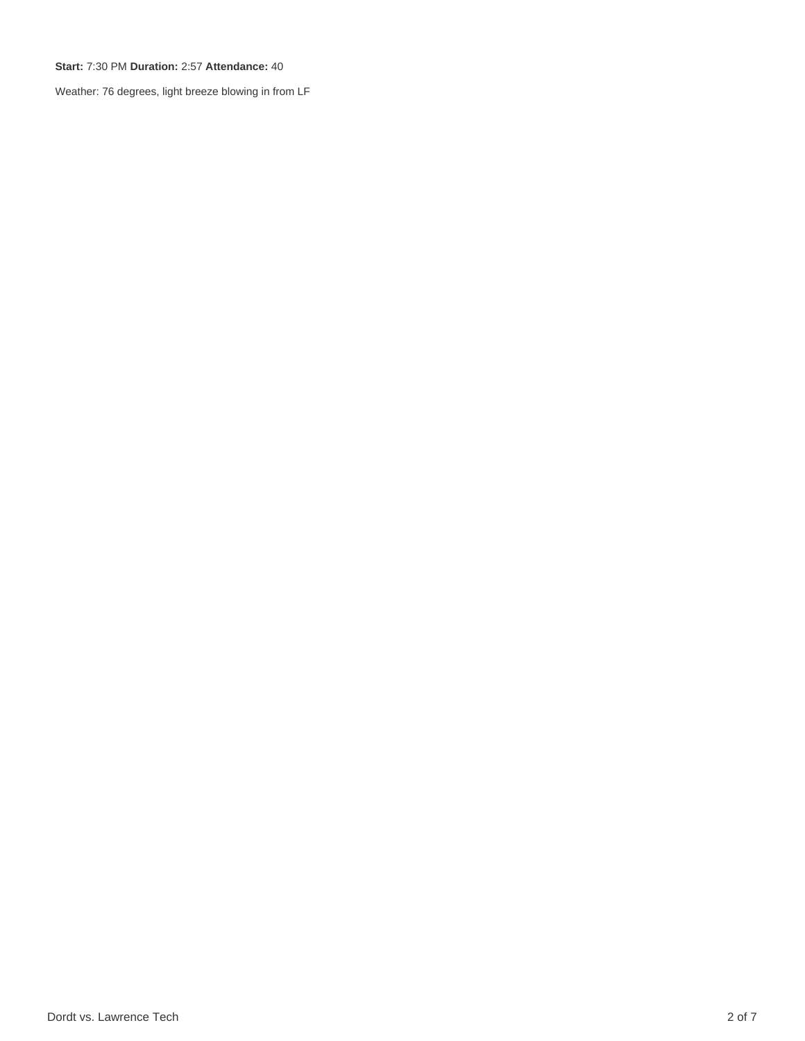**Start:** 7:30 PM **Duration:** 2:57 **Attendance:** 40

Weather: 76 degrees, light breeze blowing in from LF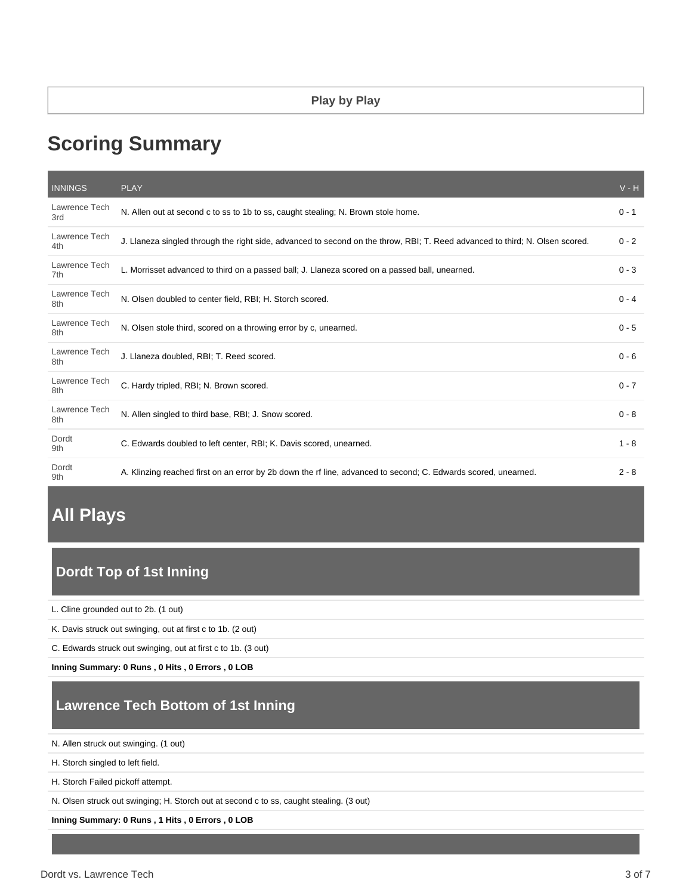**Play by Play**

# Scoring Summary

| INNINGS | PLAY | V - H |
|---|---|---|
| Lawrence Tech 3rd | N. Allen out at second c to ss to 1b to ss, caught stealing; N. Brown stole home. | 0 - 1 |
| Lawrence Tech 4th | J. Llaneza singled through the right side, advanced to second on the throw, RBI; T. Reed advanced to third; N. Olsen scored. | 0 - 2 |
| Lawrence Tech 7th | L. Morrisset advanced to third on a passed ball; J. Llaneza scored on a passed ball, unearned. | 0 - 3 |
| Lawrence Tech 8th | N. Olsen doubled to center field, RBI; H. Storch scored. | 0 - 4 |
| Lawrence Tech 8th | N. Olsen stole third, scored on a throwing error by c, unearned. | 0 - 5 |
| Lawrence Tech 8th | J. Llaneza doubled, RBI; T. Reed scored. | 0 - 6 |
| Lawrence Tech 8th | C. Hardy tripled, RBI; N. Brown scored. | 0 - 7 |
| Lawrence Tech 8th | N. Allen singled to third base, RBI; J. Snow scored. | 0 - 8 |
| Dordt 9th | C. Edwards doubled to left center, RBI; K. Davis scored, unearned. | 1 - 8 |
| Dordt 9th | A. Klinzing reached first on an error by 2b down the rf line, advanced to second; C. Edwards scored, unearned. | 2 - 8 |

# All Plays

## Dordt Top of 1st Inning

L. Cline grounded out to 2b. (1 out)

K. Davis struck out swinging, out at first c to 1b. (2 out)

C. Edwards struck out swinging, out at first c to 1b. (3 out)

**Inning Summary: 0 Runs , 0 Hits , 0 Errors , 0 LOB**

## Lawrence Tech Bottom of 1st Inning

N. Allen struck out swinging. (1 out)

H. Storch singled to left field.

H. Storch Failed pickoff attempt.

N. Olsen struck out swinging; H. Storch out at second c to ss, caught stealing. (3 out)

**Inning Summary: 0 Runs , 1 Hits , 0 Errors , 0 LOB**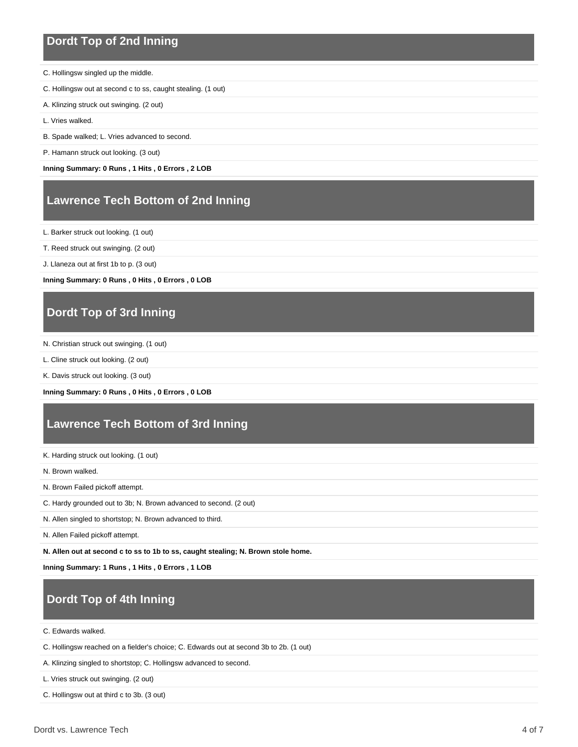## Dordt Top of 2nd Inning

C. Hollingsw singled up the middle.

C. Hollingsw out at second c to ss, caught stealing. (1 out)

A. Klinzing struck out swinging. (2 out)

L. Vries walked.

B. Spade walked; L. Vries advanced to second.

P. Hamann struck out looking. (3 out)

**Inning Summary: 0 Runs , 1 Hits , 0 Errors , 2 LOB**

## Lawrence Tech Bottom of 2nd Inning

L. Barker struck out looking. (1 out)

T. Reed struck out swinging. (2 out)

J. Llaneza out at first 1b to p. (3 out)

**Inning Summary: 0 Runs , 0 Hits , 0 Errors , 0 LOB**

## Dordt Top of 3rd Inning

N. Christian struck out swinging. (1 out)

L. Cline struck out looking. (2 out)

K. Davis struck out looking. (3 out)

**Inning Summary: 0 Runs , 0 Hits , 0 Errors , 0 LOB**

## Lawrence Tech Bottom of 3rd Inning

K. Harding struck out looking. (1 out)

N. Brown walked.

N. Brown Failed pickoff attempt.

C. Hardy grounded out to 3b; N. Brown advanced to second. (2 out)

N. Allen singled to shortstop; N. Brown advanced to third.

N. Allen Failed pickoff attempt.

**N. Allen out at second c to ss to 1b to ss, caught stealing; N. Brown stole home.**

**Inning Summary: 1 Runs , 1 Hits , 0 Errors , 1 LOB**

## Dordt Top of 4th Inning

C. Edwards walked.

C. Hollingsw reached on a fielder's choice; C. Edwards out at second 3b to 2b. (1 out)

A. Klinzing singled to shortstop; C. Hollingsw advanced to second.

L. Vries struck out swinging. (2 out)

C. Hollingsw out at third c to 3b. (3 out)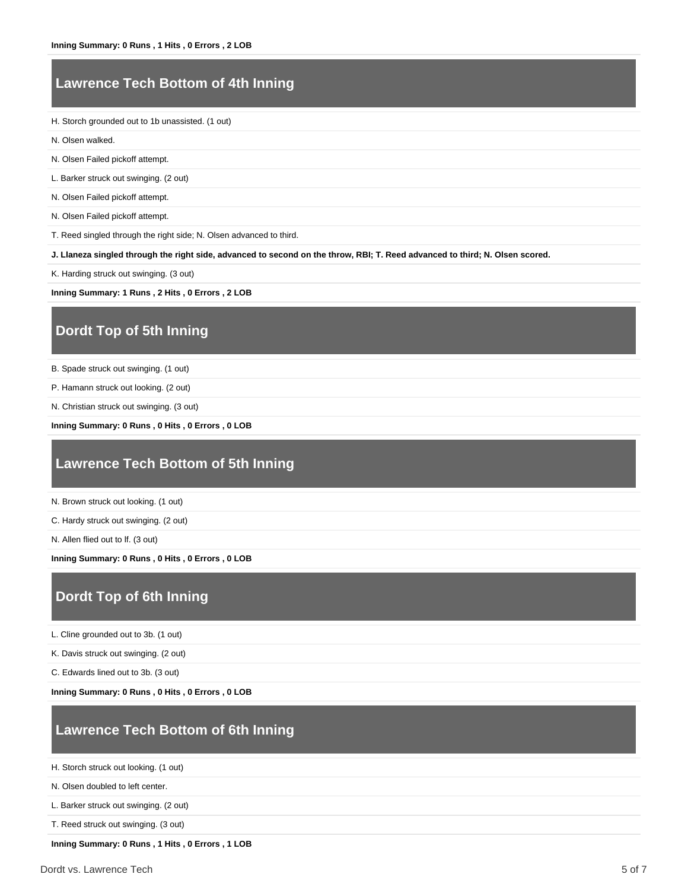**Inning Summary: 0 Runs , 1 Hits , 0 Errors , 2 LOB**

## Lawrence Tech Bottom of 4th Inning

H. Storch grounded out to 1b unassisted. (1 out)

N. Olsen walked.

N. Olsen Failed pickoff attempt.

L. Barker struck out swinging. (2 out)

N. Olsen Failed pickoff attempt.

N. Olsen Failed pickoff attempt.

T. Reed singled through the right side; N. Olsen advanced to third.

**J. Llaneza singled through the right side, advanced to second on the throw, RBI; T. Reed advanced to third; N. Olsen scored.**

K. Harding struck out swinging. (3 out)

**Inning Summary: 1 Runs , 2 Hits , 0 Errors , 2 LOB**

## Dordt Top of 5th Inning

B. Spade struck out swinging. (1 out)

P. Hamann struck out looking. (2 out)

N. Christian struck out swinging. (3 out)

**Inning Summary: 0 Runs , 0 Hits , 0 Errors , 0 LOB**

## Lawrence Tech Bottom of 5th Inning

N. Brown struck out looking. (1 out)

C. Hardy struck out swinging. (2 out)

N. Allen flied out to lf. (3 out)

**Inning Summary: 0 Runs , 0 Hits , 0 Errors , 0 LOB**

## Dordt Top of 6th Inning

L. Cline grounded out to 3b. (1 out)

K. Davis struck out swinging. (2 out)

C. Edwards lined out to 3b. (3 out)

**Inning Summary: 0 Runs , 0 Hits , 0 Errors , 0 LOB**

## Lawrence Tech Bottom of 6th Inning

H. Storch struck out looking. (1 out)

N. Olsen doubled to left center.

L. Barker struck out swinging. (2 out)

T. Reed struck out swinging. (3 out)

**Inning Summary: 0 Runs , 1 Hits , 0 Errors , 1 LOB**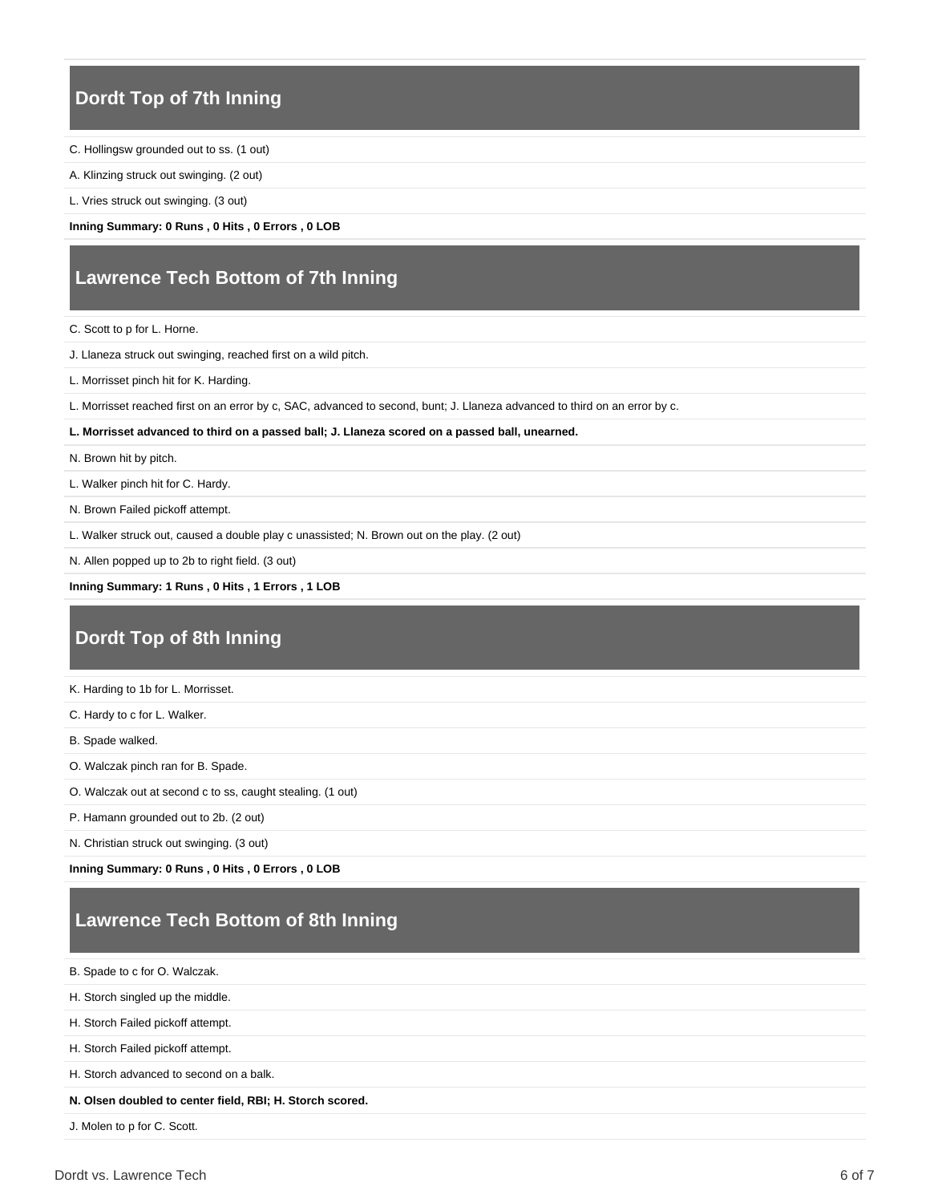## Dordt Top of 7th Inning

C. Hollingsw grounded out to ss. (1 out)

A. Klinzing struck out swinging. (2 out)

L. Vries struck out swinging. (3 out)

**Inning Summary: 0 Runs , 0 Hits , 0 Errors , 0 LOB**

## Lawrence Tech Bottom of 7th Inning

C. Scott to p for L. Horne.

J. Llaneza struck out swinging, reached first on a wild pitch.

L. Morrisset pinch hit for K. Harding.

L. Morrisset reached first on an error by c, SAC, advanced to second, bunt; J. Llaneza advanced to third on an error by c.

**L. Morrisset advanced to third on a passed ball; J. Llaneza scored on a passed ball, unearned.**

N. Brown hit by pitch.

L. Walker pinch hit for C. Hardy.

N. Brown Failed pickoff attempt.

L. Walker struck out, caused a double play c unassisted; N. Brown out on the play. (2 out)

N. Allen popped up to 2b to right field. (3 out)

**Inning Summary: 1 Runs , 0 Hits , 1 Errors , 1 LOB**

## Dordt Top of 8th Inning

K. Harding to 1b for L. Morrisset.

C. Hardy to c for L. Walker.

B. Spade walked.

O. Walczak pinch ran for B. Spade.

O. Walczak out at second c to ss, caught stealing. (1 out)

P. Hamann grounded out to 2b. (2 out)

N. Christian struck out swinging. (3 out)

**Inning Summary: 0 Runs , 0 Hits , 0 Errors , 0 LOB**

## Lawrence Tech Bottom of 8th Inning

B. Spade to c for O. Walczak.

H. Storch singled up the middle.

H. Storch Failed pickoff attempt.

H. Storch Failed pickoff attempt.

H. Storch advanced to second on a balk.

**N. Olsen doubled to center field, RBI; H. Storch scored.**

J. Molen to p for C. Scott.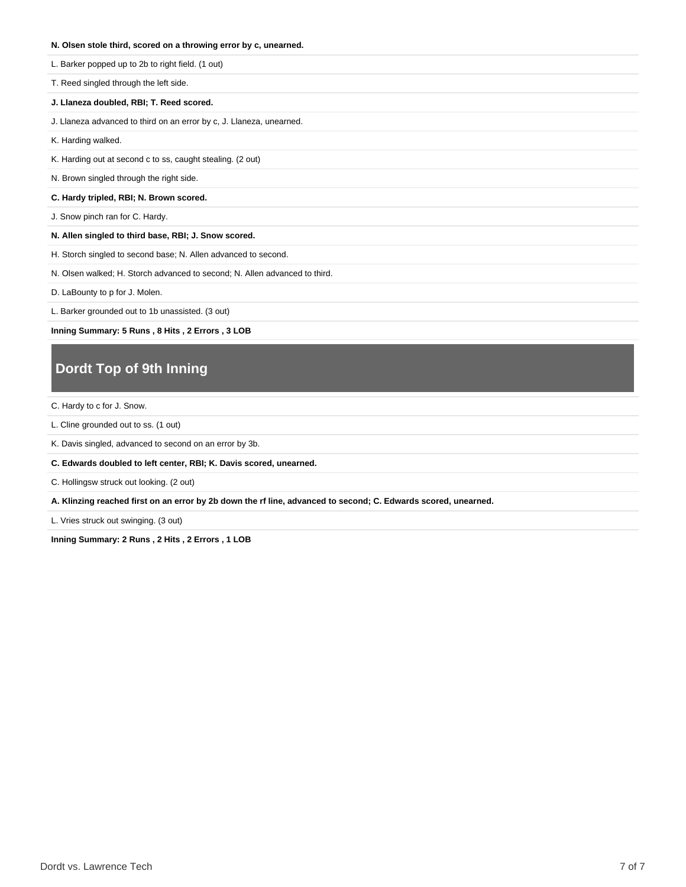**N. Olsen stole third, scored on a throwing error by c, unearned.**

L. Barker popped up to 2b to right field. (1 out)

T. Reed singled through the left side.

**J. Llaneza doubled, RBI; T. Reed scored.**

J. Llaneza advanced to third on an error by c, J. Llaneza, unearned.

K. Harding walked.

K. Harding out at second c to ss, caught stealing. (2 out)

N. Brown singled through the right side.

**C. Hardy tripled, RBI; N. Brown scored.**

J. Snow pinch ran for C. Hardy.

**N. Allen singled to third base, RBI; J. Snow scored.**

H. Storch singled to second base; N. Allen advanced to second.

N. Olsen walked; H. Storch advanced to second; N. Allen advanced to third.

D. LaBounty to p for J. Molen.

L. Barker grounded out to 1b unassisted. (3 out)

**Inning Summary: 5 Runs , 8 Hits , 2 Errors , 3 LOB**

## Dordt Top of 9th Inning

C. Hardy to c for J. Snow.

L. Cline grounded out to ss. (1 out)

K. Davis singled, advanced to second on an error by 3b.

**C. Edwards doubled to left center, RBI; K. Davis scored, unearned.**

C. Hollingsw struck out looking. (2 out)

**A. Klinzing reached first on an error by 2b down the rf line, advanced to second; C. Edwards scored, unearned.**

L. Vries struck out swinging. (3 out)

**Inning Summary: 2 Runs , 2 Hits , 2 Errors , 1 LOB**